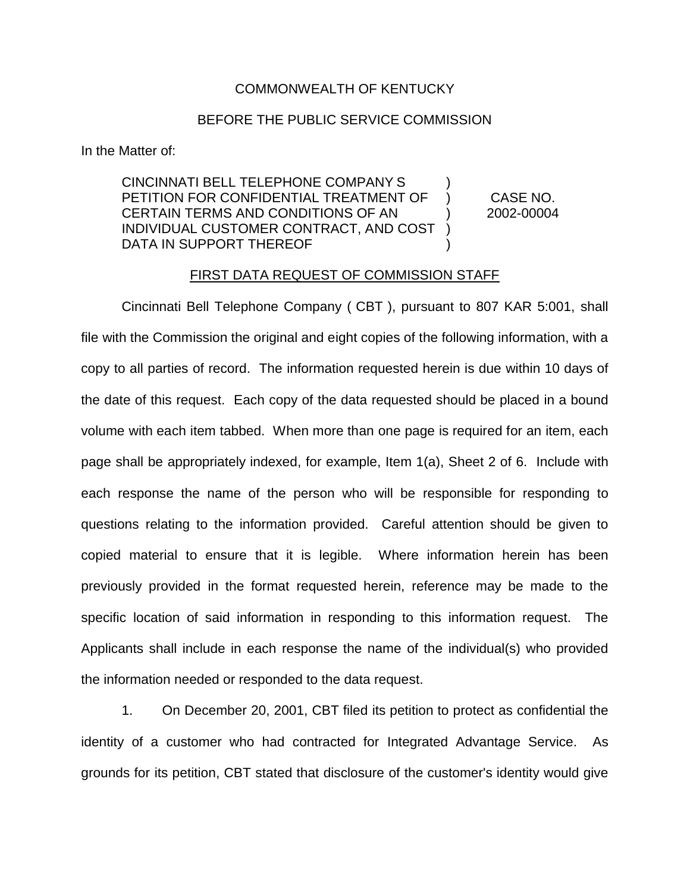COMMONWEALTH OF KENTUCKY

BEFORE THE PUBLIC SERVICE COMMISSION

In the Matter of:

| | | |
|---|---|---|
| CINCINNATI BELL TELEPHONE COMPANY S PETITION FOR CONFIDENTIAL TREATMENT OF CERTAIN TERMS AND CONDITIONS OF AN INDIVIDUAL CUSTOMER CONTRACT, AND COST DATA IN SUPPORT THEREOF | ) ) ) ) ) | CASE NO. 2002-00004 |

<u>FIRST DATA REQUEST OF COMMISSION STAFF</u>

Cincinnati Bell Telephone Company ( CBT ), pursuant to 807 KAR 5:001, shall file with the Commission the original and eight copies of the following information, with a copy to all parties of record. The information requested herein is due within 10 days of the date of this request. Each copy of the data requested should be placed in a bound volume with each item tabbed. When more than one page is required for an item, each page shall be appropriately indexed, for example, Item 1(a), Sheet 2 of 6. Include with each response the name of the person who will be responsible for responding to questions relating to the information provided. Careful attention should be given to copied material to ensure that it is legible. Where information herein has been previously provided in the format requested herein, reference may be made to the specific location of said information in responding to this information request. The Applicants shall include in each response the name of the individual(s) who provided the information needed or responded to the data request.

1. On December 20, 2001, CBT filed its petition to protect as confidential the identity of a customer who had contracted for Integrated Advantage Service. As grounds for its petition, CBT stated that disclosure of the customer's identity would give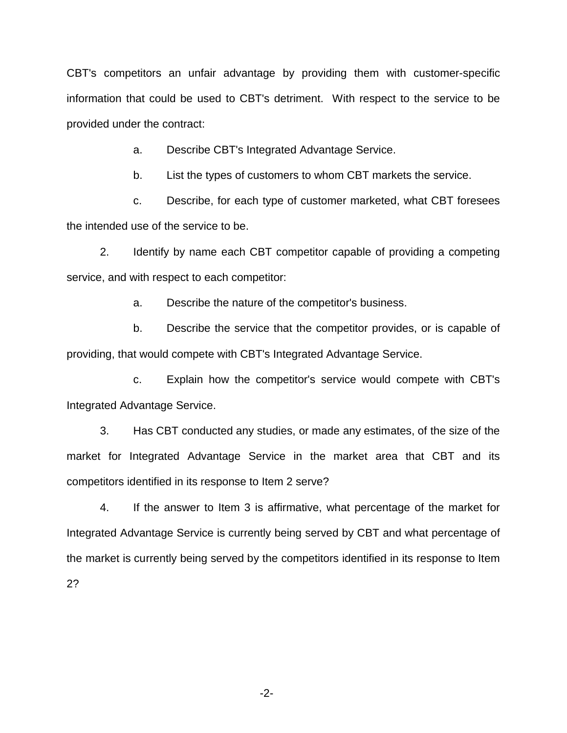CBT's competitors an unfair advantage by providing them with customer-specific information that could be used to CBT's detriment. With respect to the service to be provided under the contract:

a. Describe CBT's Integrated Advantage Service.

b. List the types of customers to whom CBT markets the service.

c. Describe, for each type of customer marketed, what CBT foresees the intended use of the service to be.

2. Identify by name each CBT competitor capable of providing a competing service, and with respect to each competitor:

a. Describe the nature of the competitor's business.

b. Describe the service that the competitor provides, or is capable of providing, that would compete with CBT's Integrated Advantage Service.

c. Explain how the competitor's service would compete with CBT's Integrated Advantage Service.

3. Has CBT conducted any studies, or made any estimates, of the size of the market for Integrated Advantage Service in the market area that CBT and its competitors identified in its response to Item 2 serve?

4. If the answer to Item 3 is affirmative, what percentage of the market for Integrated Advantage Service is currently being served by CBT and what percentage of the market is currently being served by the competitors identified in its response to Item 2?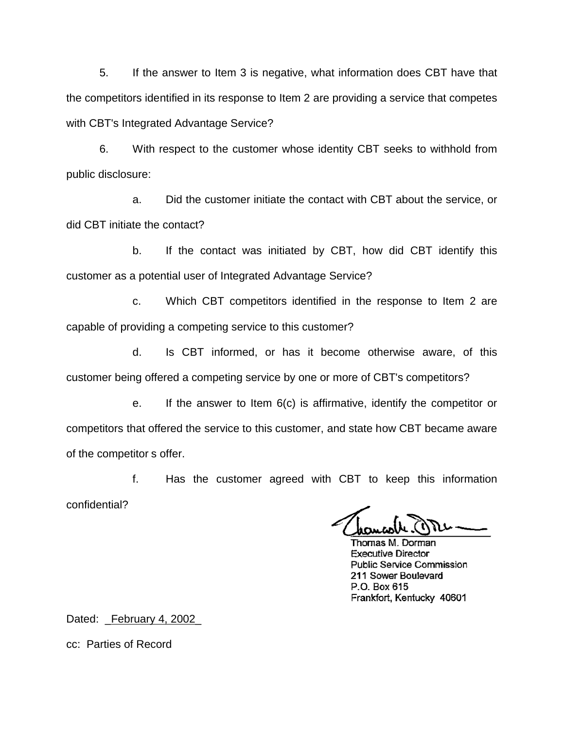5. If the answer to Item 3 is negative, what information does CBT have that the competitors identified in its response to Item 2 are providing a service that competes with CBT's Integrated Advantage Service?

6. With respect to the customer whose identity CBT seeks to withhold from public disclosure:

   a. Did the customer initiate the contact with CBT about the service, or did CBT initiate the contact?

   b. If the contact was initiated by CBT, how did CBT identify this customer as a potential user of Integrated Advantage Service?

   c. Which CBT competitors identified in the response to Item 2 are capable of providing a competing service to this customer?

   d. Is CBT informed, or has it become otherwise aware, of this customer being offered a competing service by one or more of CBT's competitors?

   e. If the answer to Item 6(c) is affirmative, identify the competitor or competitors that offered the service to this customer, and state how CBT became aware of the competitor s offer.

   f. Has the customer agreed with CBT to keep this information confidential?

Thomas M. Dorman
Executive Director
Public Service Commission
211 Sower Boulevard
P.O. Box 615
Frankfort, Kentucky 40601

Dated: _February 4, 2002_

cc: Parties of Record